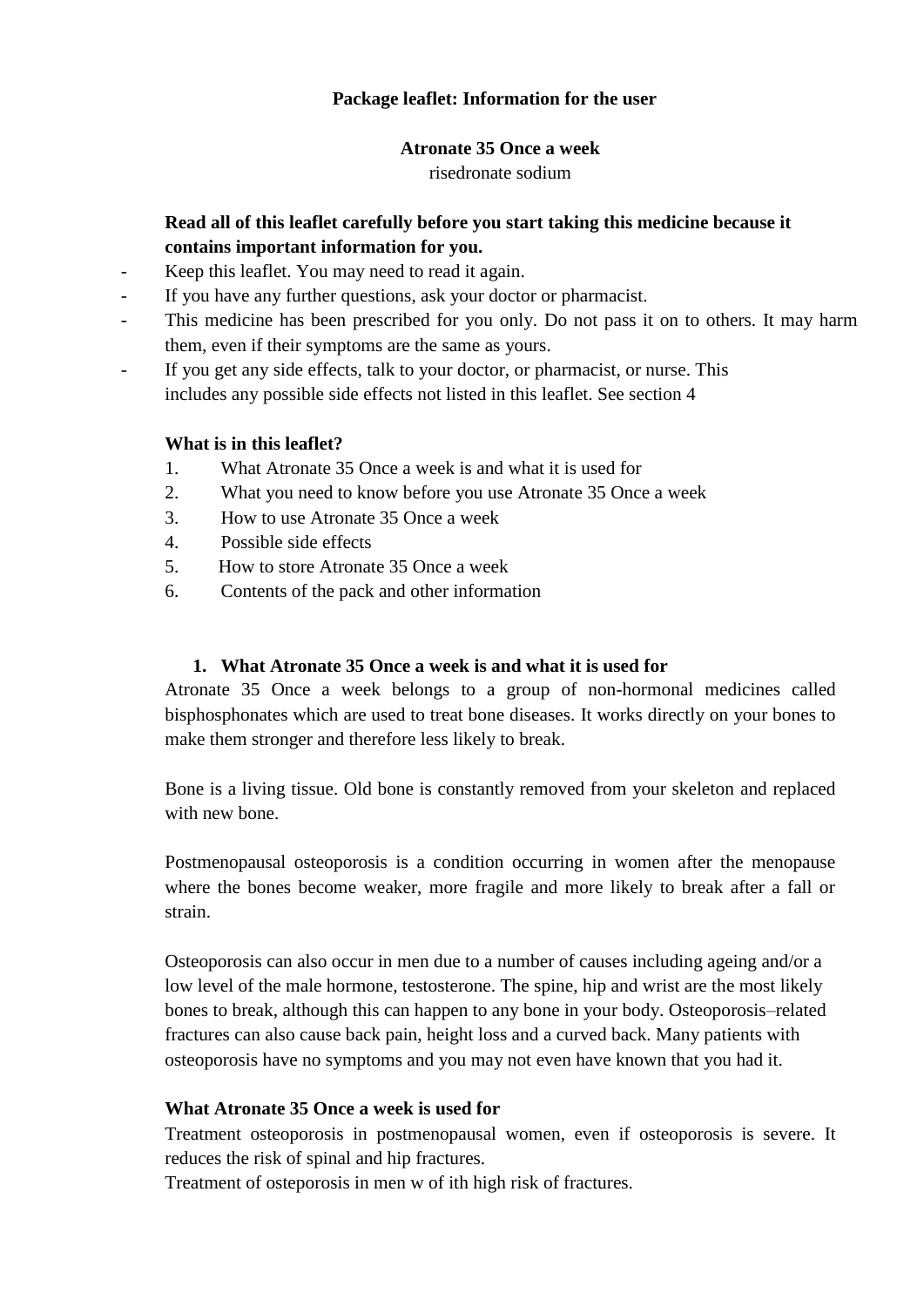**Package leaflet: Information for the user**

**Atronate 35 Once a week**
risedronate sodium

**Read all of this leaflet carefully before you start taking this medicine because it contains important information for you.**

- Keep this leaflet. You may need to read it again.
- If you have any further questions, ask your doctor or pharmacist.
- This medicine has been prescribed for you only. Do not pass it on to others. It may harm them, even if their symptoms are the same as yours.
- If you get any side effects, talk to your doctor, or pharmacist, or nurse. This includes any possible side effects not listed in this leaflet. See section 4

**What is in this leaflet?**

1. What Atronate 35 Once a week is and what it is used for
2. What you need to know before you use Atronate 35 Once a week
3. How to use Atronate 35 Once a week
4. Possible side effects
5. How to store Atronate 35 Once a week
6. Contents of the pack and other information

## 1. What Atronate 35 Once a week is and what it is used for

Atronate 35 Once a week belongs to a group of non-hormonal medicines called bisphosphonates which are used to treat bone diseases. It works directly on your bones to make them stronger and therefore less likely to break.

Bone is a living tissue. Old bone is constantly removed from your skeleton and replaced with new bone.

Postmenopausal osteoporosis is a condition occurring in women after the menopause where the bones become weaker, more fragile and more likely to break after a fall or strain.

Osteoporosis can also occur in men due to a number of causes including ageing and/or a low level of the male hormone, testosterone. The spine, hip and wrist are the most likely bones to break, although this can happen to any bone in your body. Osteoporosis–related fractures can also cause back pain, height loss and a curved back. Many patients with osteoporosis have no symptoms and you may not even have known that you had it.

**What Atronate 35 Once a week is used for**

Treatment osteoporosis in postmenopausal women, even if osteoporosis is severe. It reduces the risk of spinal and hip fractures.
Treatment of osteporosis in men w of ith high risk of fractures.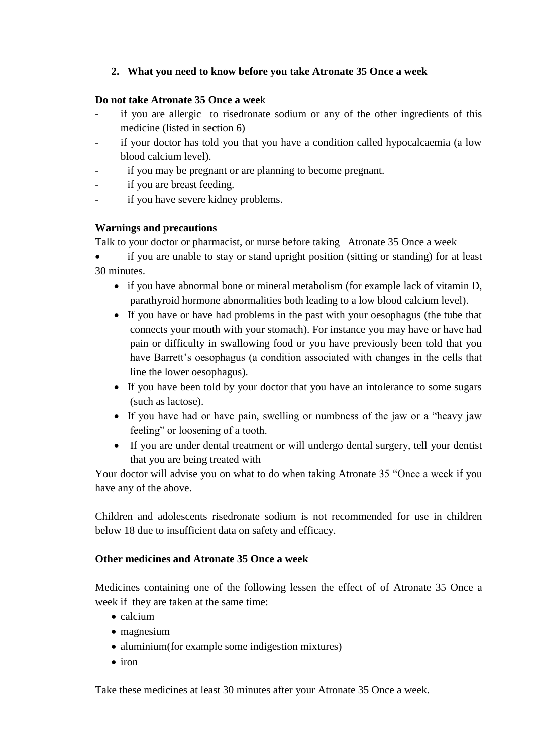## 2. What you need to know before you take Atronate 35 Once a week

**Do not take Atronate 35 Once a week**

- if you are allergic to risedronate sodium or any of the other ingredients of this medicine (listed in section 6)
- if your doctor has told you that you have a condition called hypocalcaemia (a low blood calcium level).
- if you may be pregnant or are planning to become pregnant.
- if you are breast feeding.
- if you have severe kidney problems.

**Warnings and precautions**

Talk to your doctor or pharmacist, or nurse before taking Atronate 35 Once a week

- if you are unable to stay or stand upright position (sitting or standing) for at least 30 minutes.
- if you have abnormal bone or mineral metabolism (for example lack of vitamin D, parathyroid hormone abnormalities both leading to a low blood calcium level).
- If you have or have had problems in the past with your oesophagus (the tube that connects your mouth with your stomach). For instance you may have or have had pain or difficulty in swallowing food or you have previously been told that you have Barrett's oesophagus (a condition associated with changes in the cells that line the lower oesophagus).
- If you have been told by your doctor that you have an intolerance to some sugars (such as lactose).
- If you have had or have pain, swelling or numbness of the jaw or a "heavy jaw feeling" or loosening of a tooth.
- If you are under dental treatment or will undergo dental surgery, tell your dentist that you are being treated with

Your doctor will advise you on what to do when taking Atronate 35 "Once a week if you have any of the above.

Children and adolescents risedronate sodium is not recommended for use in children below 18 due to insufficient data on safety and efficacy.

**Other medicines and Atronate 35 Once a week**

Medicines containing one of the following lessen the effect of of Atronate 35 Once a week if they are taken at the same time:

- calcium
- magnesium
- aluminium(for example some indigestion mixtures)
- iron

Take these medicines at least 30 minutes after your Atronate 35 Once a week.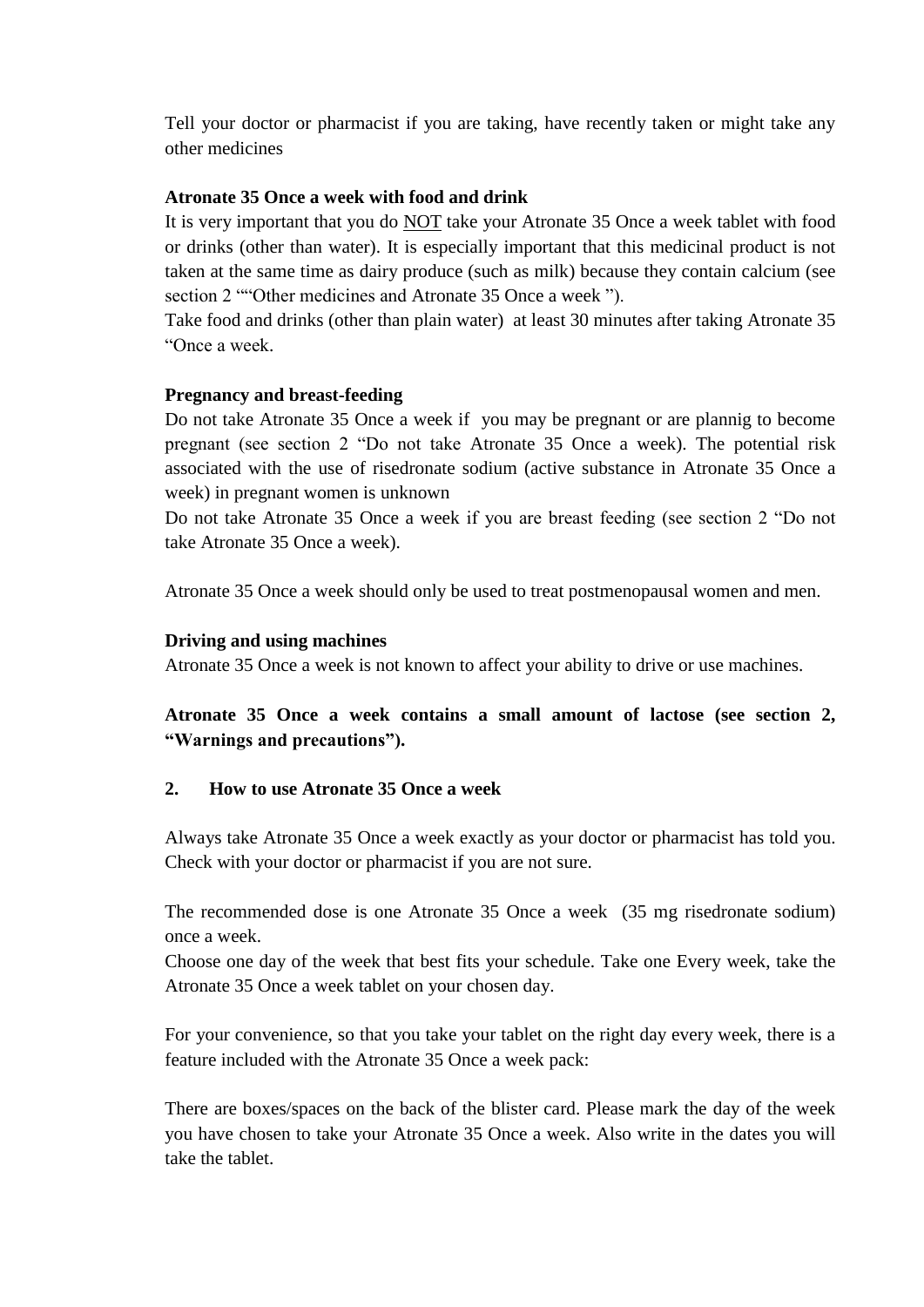Tell your doctor or pharmacist if you are taking, have recently taken or might take any other medicines

**Atronate 35 Once a week with food and drink**

It is very important that you do NOT take your Atronate 35 Once a week tablet with food or drinks (other than water). It is especially important that this medicinal product is not taken at the same time as dairy produce (such as milk) because they contain calcium (see section 2 ""Other medicines and Atronate 35 Once a week ").

Take food and drinks (other than plain water) at least 30 minutes after taking Atronate 35 "Once a week.

**Pregnancy and breast-feeding**

Do not take Atronate 35 Once a week if you may be pregnant or are plannig to become pregnant (see section 2 "Do not take Atronate 35 Once a week). The potential risk associated with the use of risedronate sodium (active substance in Atronate 35 Once a week) in pregnant women is unknown

Do not take Atronate 35 Once a week if you are breast feeding (see section 2 "Do not take Atronate 35 Once a week).

Atronate 35 Once a week should only be used to treat postmenopausal women and men.

**Driving and using machines**

Atronate 35 Once a week is not known to affect your ability to drive or use machines.

**Atronate 35 Once a week contains a small amount of lactose (see section 2, "Warnings and precautions").**

## 2. How to use Atronate 35 Once a week

Always take Atronate 35 Once a week exactly as your doctor or pharmacist has told you. Check with your doctor or pharmacist if you are not sure.

The recommended dose is one Atronate 35 Once a week (35 mg risedronate sodium) once a week.

Choose one day of the week that best fits your schedule. Take one Every week, take the Atronate 35 Once a week tablet on your chosen day.

For your convenience, so that you take your tablet on the right day every week, there is a feature included with the Atronate 35 Once a week pack:

There are boxes/spaces on the back of the blister card. Please mark the day of the week you have chosen to take your Atronate 35 Once a week. Also write in the dates you will take the tablet.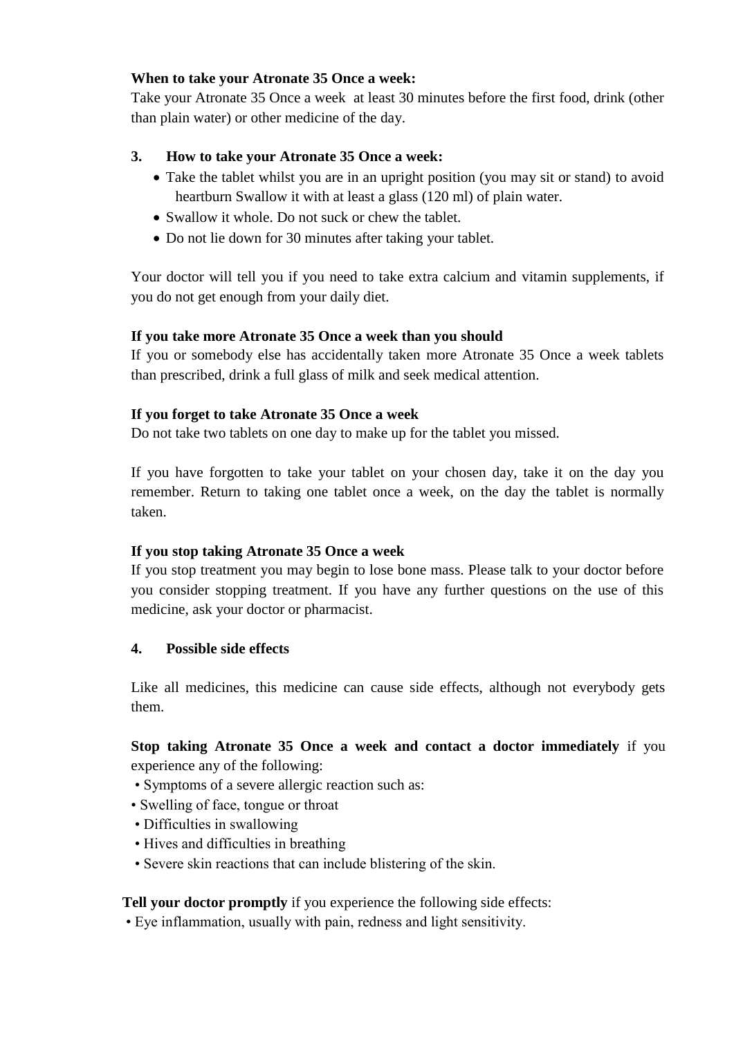**When to take your Atronate 35 Once a week:**

Take your Atronate 35 Once a week at least 30 minutes before the first food, drink (other than plain water) or other medicine of the day.

## 3. How to take your Atronate 35 Once a week:

- Take the tablet whilst you are in an upright position (you may sit or stand) to avoid heartburn Swallow it with at least a glass (120 ml) of plain water.
- Swallow it whole. Do not suck or chew the tablet.
- Do not lie down for 30 minutes after taking your tablet.

Your doctor will tell you if you need to take extra calcium and vitamin supplements, if you do not get enough from your daily diet.

**If you take more Atronate 35 Once a week than you should**

If you or somebody else has accidentally taken more Atronate 35 Once a week tablets than prescribed, drink a full glass of milk and seek medical attention.

**If you forget to take Atronate 35 Once a week**

Do not take two tablets on one day to make up for the tablet you missed.

If you have forgotten to take your tablet on your chosen day, take it on the day you remember. Return to taking one tablet once a week, on the day the tablet is normally taken.

**If you stop taking Atronate 35 Once a week**

If you stop treatment you may begin to lose bone mass. Please talk to your doctor before you consider stopping treatment. If you have any further questions on the use of this medicine, ask your doctor or pharmacist.

## 4. Possible side effects

Like all medicines, this medicine can cause side effects, although not everybody gets them.

**Stop taking Atronate 35 Once a week and contact a doctor immediately** if you experience any of the following:

- Symptoms of a severe allergic reaction such as:
- Swelling of face, tongue or throat
- Difficulties in swallowing
- Hives and difficulties in breathing
- Severe skin reactions that can include blistering of the skin.

**Tell your doctor promptly** if you experience the following side effects:

- Eye inflammation, usually with pain, redness and light sensitivity.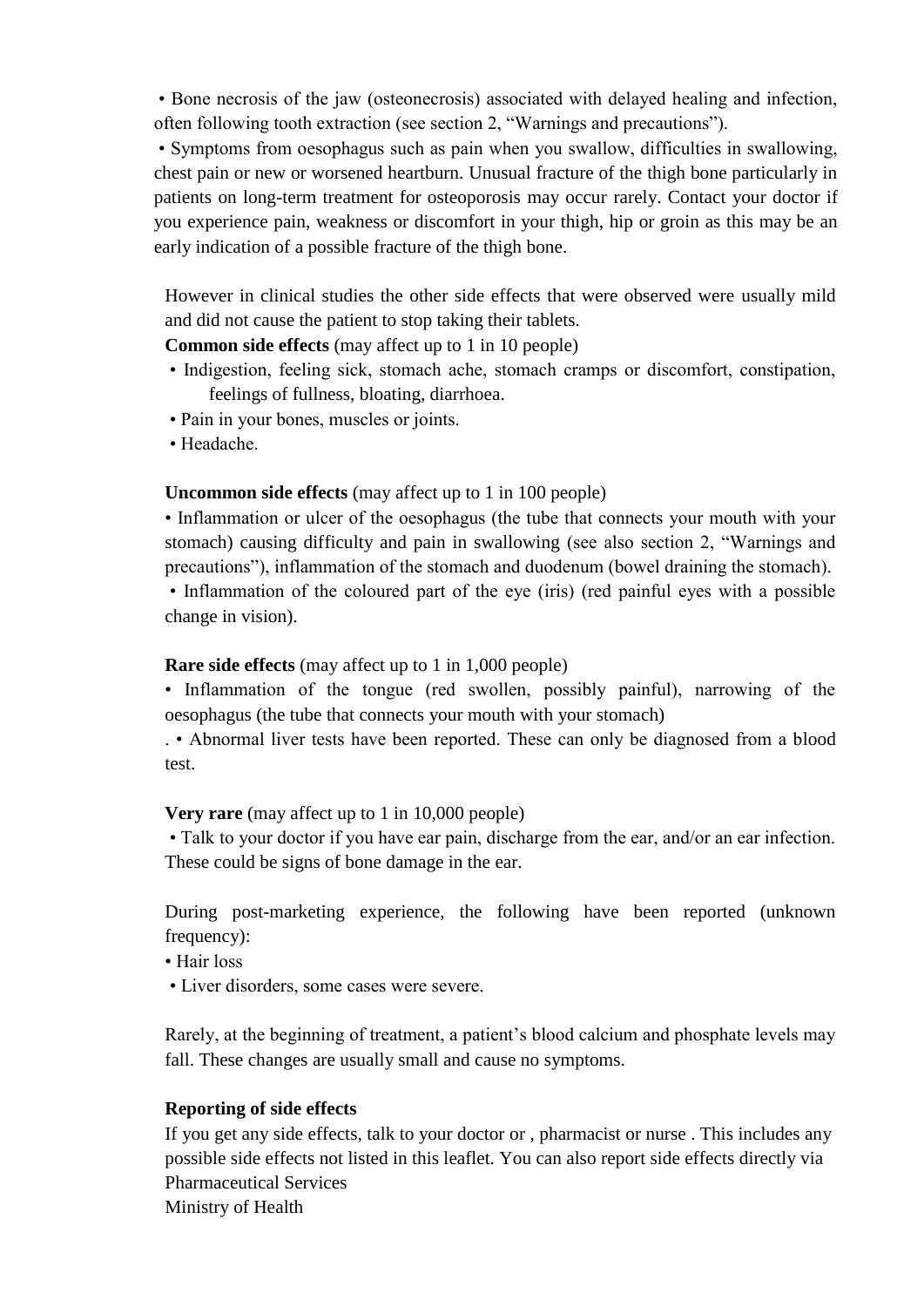• Bone necrosis of the jaw (osteonecrosis) associated with delayed healing and infection, often following tooth extraction (see section 2, "Warnings and precautions").

• Symptoms from oesophagus such as pain when you swallow, difficulties in swallowing, chest pain or new or worsened heartburn. Unusual fracture of the thigh bone particularly in patients on long-term treatment for osteoporosis may occur rarely. Contact your doctor if you experience pain, weakness or discomfort in your thigh, hip or groin as this may be an early indication of a possible fracture of the thigh bone.

However in clinical studies the other side effects that were observed were usually mild and did not cause the patient to stop taking their tablets.

**Common side effects** (may affect up to 1 in 10 people)

- Indigestion, feeling sick, stomach ache, stomach cramps or discomfort, constipation, feelings of fullness, bloating, diarrhoea.
- Pain in your bones, muscles or joints.
- Headache.

**Uncommon side effects** (may affect up to 1 in 100 people)

- Inflammation or ulcer of the oesophagus (the tube that connects your mouth with your stomach) causing difficulty and pain in swallowing (see also section 2, "Warnings and precautions"), inflammation of the stomach and duodenum (bowel draining the stomach).
- Inflammation of the coloured part of the eye (iris) (red painful eyes with a possible change in vision).

**Rare side effects** (may affect up to 1 in 1,000 people)

- Inflammation of the tongue (red swollen, possibly painful), narrowing of the oesophagus (the tube that connects your mouth with your stomach)

. • Abnormal liver tests have been reported. These can only be diagnosed from a blood test.

**Very rare** (may affect up to 1 in 10,000 people)

- Talk to your doctor if you have ear pain, discharge from the ear, and/or an ear infection. These could be signs of bone damage in the ear.

During post-marketing experience, the following have been reported (unknown frequency):

- Hair loss
- Liver disorders, some cases were severe.

Rarely, at the beginning of treatment, a patient's blood calcium and phosphate levels may fall. These changes are usually small and cause no symptoms.

**Reporting of side effects**

If you get any side effects, talk to your doctor or , pharmacist or nurse . This includes any possible side effects not listed in this leaflet. You can also report side effects directly via
Pharmaceutical Services
Ministry of Health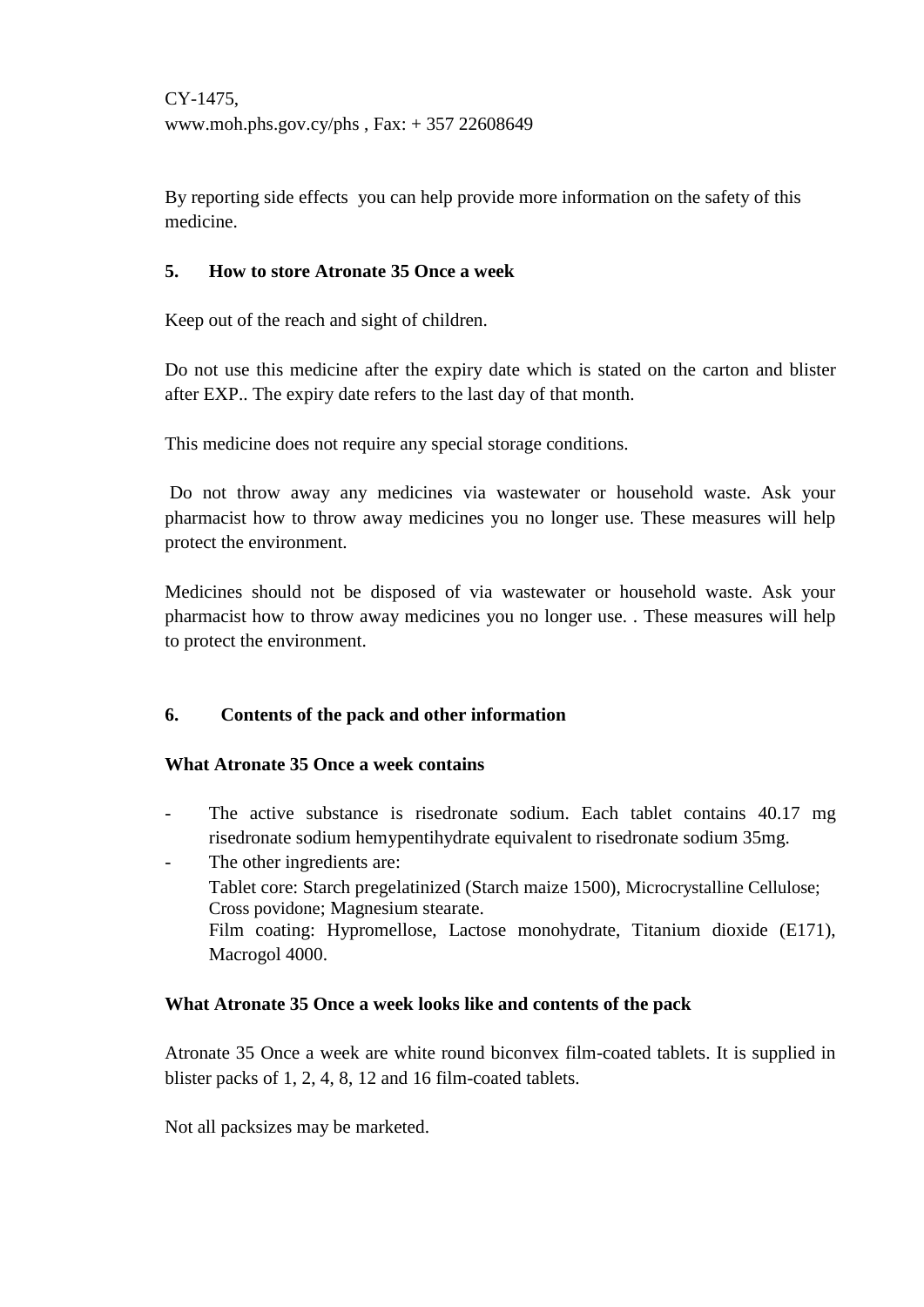CY-1475,
www.moh.phs.gov.cy/phs , Fax: + 357 22608649

By reporting side effects you can help provide more information on the safety of this medicine.

## 5. How to store Atronate 35 Once a week

Keep out of the reach and sight of children.

Do not use this medicine after the expiry date which is stated on the carton and blister after EXP.. The expiry date refers to the last day of that month.

This medicine does not require any special storage conditions.

Do not throw away any medicines via wastewater or household waste. Ask your pharmacist how to throw away medicines you no longer use. These measures will help protect the environment.

Medicines should not be disposed of via wastewater or household waste. Ask your pharmacist how to throw away medicines you no longer use. . These measures will help to protect the environment.

## 6. Contents of the pack and other information

### What Atronate 35 Once a week contains

- The active substance is risedronate sodium. Each tablet contains 40.17 mg risedronate sodium hemypentihydrate equivalent to risedronate sodium 35mg.
- The other ingredients are:
  Tablet core: Starch pregelatinized (Starch maize 1500), Microcrystalline Cellulose; Cross povidone; Magnesium stearate.
  Film coating: Hypromellose, Lactose monohydrate, Titanium dioxide (E171), Macrogol 4000.

### What Atronate 35 Once a week looks like and contents of the pack

Atronate 35 Once a week are white round biconvex film-coated tablets. It is supplied in blister packs of 1, 2, 4, 8, 12 and 16 film-coated tablets.

Not all packsizes may be marketed.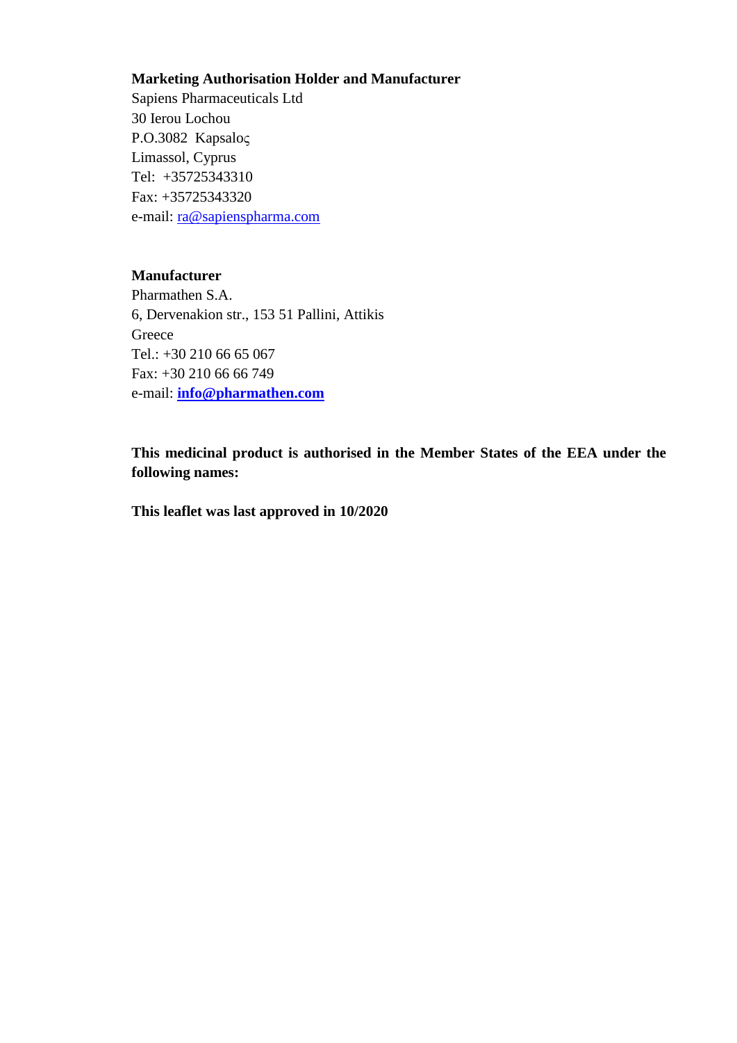**Marketing Authorisation Holder and Manufacturer**
Sapiens Pharmaceuticals Ltd
30 Ierou Lochou
P.O.3082 Kapsaloς
Limassol, Cyprus
Tel: +35725343310
Fax: +35725343320
e-mail: ra@sapienspharma.com

**Manufacturer**
Pharmathen S.A.
6, Dervenakion str., 153 51 Pallini, Attikis
Greece
Tel.: +30 210 66 65 067
Fax: +30 210 66 66 749
e-mail: **info@pharmathen.com**

**This medicinal product is authorised in the Member States of the EEA under the following names:**

**This leaflet was last approved in 10/2020**